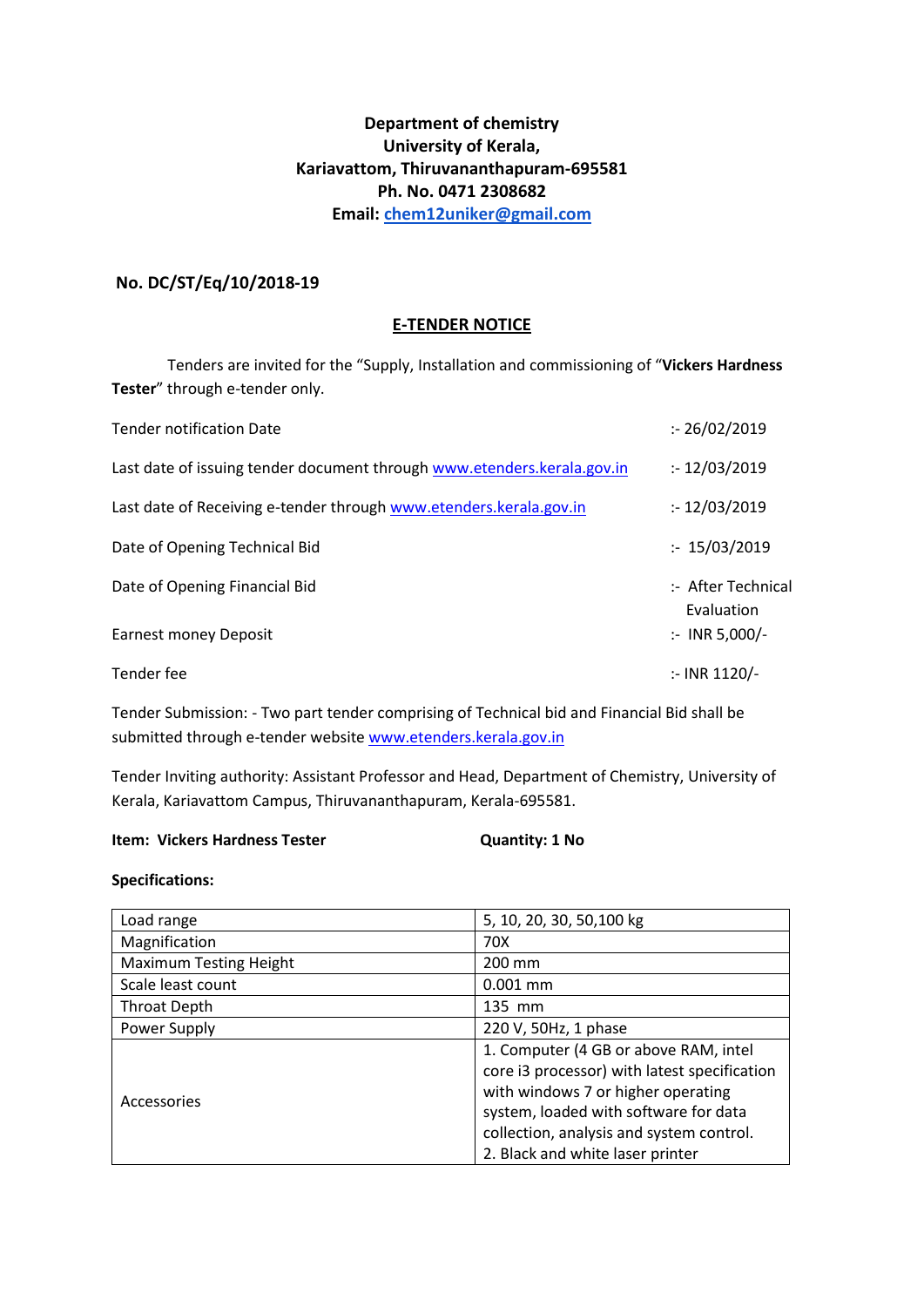**Department of chemistry**
**University of Kerala,**
**Kariavattom, Thiruvananthapuram-695581**
**Ph. No. 0471 2308682**
**Email: chem12uniker@gmail.com**

**No. DC/ST/Eq/10/2018-19**

## E-TENDER NOTICE

Tenders are invited for the "Supply, Installation and commissioning of "**Vickers Hardness Tester**" through e-tender only.

| | |
|---|---|
| Tender notification Date | :- 26/02/2019 |
| Last date of issuing tender document through www.etenders.kerala.gov.in | :- 12/03/2019 |
| Last date of Receiving e-tender through www.etenders.kerala.gov.in | :- 12/03/2019 |
| Date of Opening Technical Bid | :- 15/03/2019 |
| Date of Opening Financial Bid | :- After Technical Evaluation |
| Earnest money Deposit | :- INR 5,000/- |
| Tender fee | :- INR 1120/- |

Tender Submission: - Two part tender comprising of Technical bid and Financial Bid shall be submitted through e-tender website www.etenders.kerala.gov.in

Tender Inviting authority: Assistant Professor and Head, Department of Chemistry, University of Kerala, Kariavattom Campus, Thiruvananthapuram, Kerala-695581.

**Item: Vickers Hardness Tester** **Quantity: 1 No**

**Specifications:**

| | |
|---|---|
| Load range | 5, 10, 20, 30, 50,100 kg |
| Magnification | 70X |
| Maximum Testing Height | 200 mm |
| Scale least count | 0.001 mm |
| Throat Depth | 135 mm |
| Power Supply | 220 V, 50Hz, 1 phase |
| Accessories | 1. Computer (4 GB or above RAM, intel core i3 processor) with latest specification with windows 7 or higher operating system, loaded with software for data collection, analysis and system control. 2. Black and white laser printer |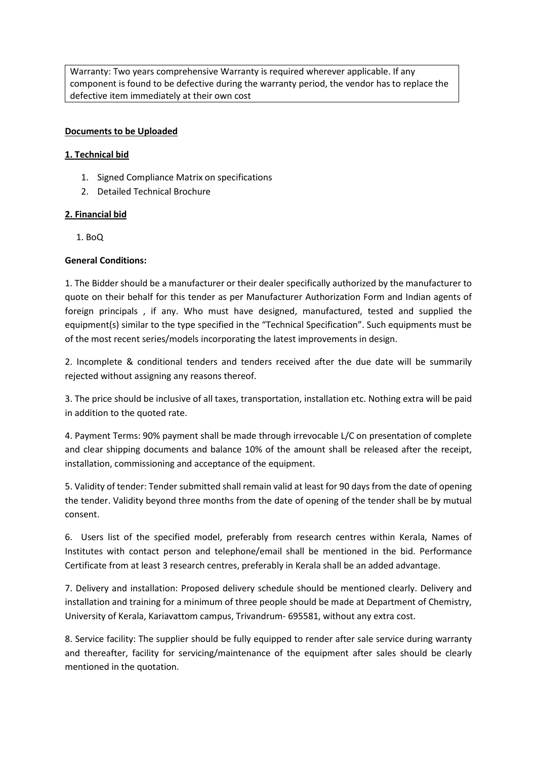Warranty: Two years comprehensive Warranty is required wherever applicable. If any component is found to be defective during the warranty period, the vendor has to replace the defective item immediately at their own cost

**Documents to be Uploaded**

**1. Technical bid**

1. Signed Compliance Matrix on specifications
2. Detailed Technical Brochure

**2. Financial bid**

1. BoQ

**General Conditions:**

1. The Bidder should be a manufacturer or their dealer specifically authorized by the manufacturer to quote on their behalf for this tender as per Manufacturer Authorization Form and Indian agents of foreign principals , if any. Who must have designed, manufactured, tested and supplied the equipment(s) similar to the type specified in the "Technical Specification". Such equipments must be of the most recent series/models incorporating the latest improvements in design.

2. Incomplete & conditional tenders and tenders received after the due date will be summarily rejected without assigning any reasons thereof.

3. The price should be inclusive of all taxes, transportation, installation etc. Nothing extra will be paid in addition to the quoted rate.

4. Payment Terms: 90% payment shall be made through irrevocable L/C on presentation of complete and clear shipping documents and balance 10% of the amount shall be released after the receipt, installation, commissioning and acceptance of the equipment.

5. Validity of tender: Tender submitted shall remain valid at least for 90 days from the date of opening the tender. Validity beyond three months from the date of opening of the tender shall be by mutual consent.

6. Users list of the specified model, preferably from research centres within Kerala, Names of Institutes with contact person and telephone/email shall be mentioned in the bid. Performance Certificate from at least 3 research centres, preferably in Kerala shall be an added advantage.

7. Delivery and installation: Proposed delivery schedule should be mentioned clearly. Delivery and installation and training for a minimum of three people should be made at Department of Chemistry, University of Kerala, Kariavattom campus, Trivandrum- 695581, without any extra cost.

8. Service facility: The supplier should be fully equipped to render after sale service during warranty and thereafter, facility for servicing/maintenance of the equipment after sales should be clearly mentioned in the quotation.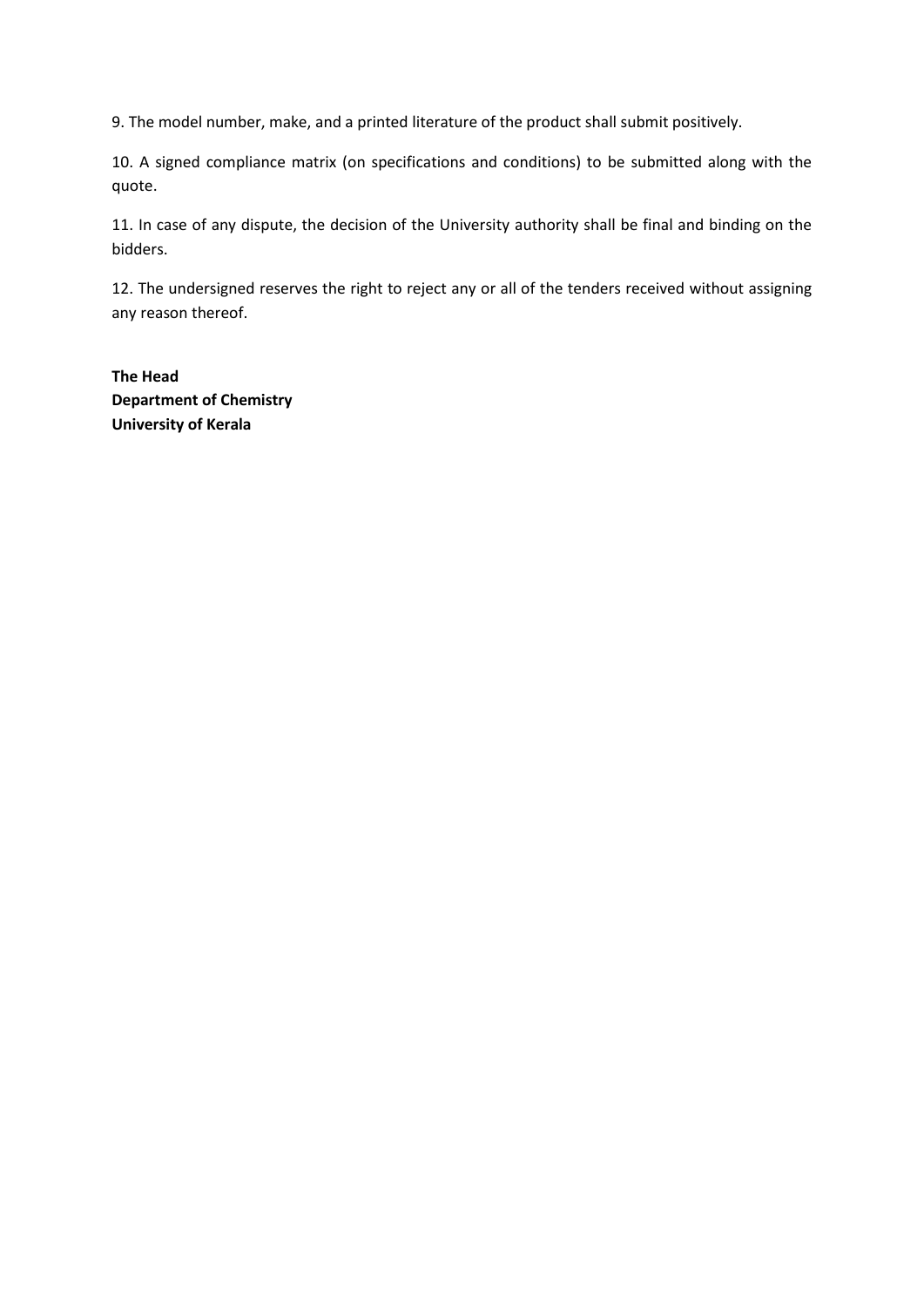9. The model number, make, and a printed literature of the product shall submit positively.

10. A signed compliance matrix (on specifications and conditions) to be submitted along with the quote.

11. In case of any dispute, the decision of the University authority shall be final and binding on the bidders.

12. The undersigned reserves the right to reject any or all of the tenders received without assigning any reason thereof.

**The Head**
**Department of Chemistry**
**University of Kerala**